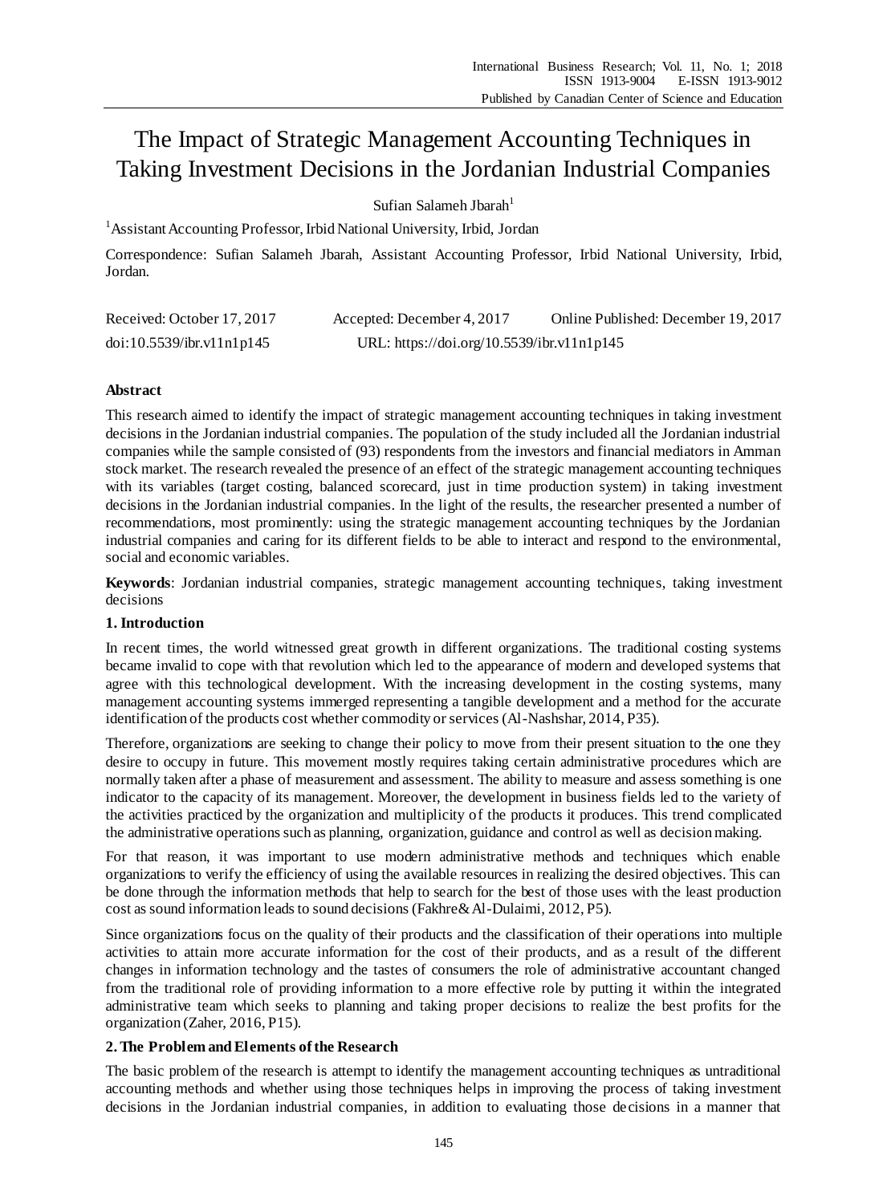# The Impact of Strategic Management Accounting Techniques in Taking Investment Decisions in the Jordanian Industrial Companies

Sufian Salameh Jbarah[1]

[1]Assistant Accounting Professor, Irbid National University, Irbid, Jordan

Correspondence: Sufian Salameh Jbarah, Assistant Accounting Professor, Irbid National University, Irbid, Jordan.

Received: October 17, 2017 Accepted: December 4, 2017 Online Published: December 19, 2017

doi:10.5539/ibr.v11n1p145 URL: https://doi.org/10.5539/ibr.v11n1p145

## Abstract

This research aimed to identify the impact of strategic management accounting techniques in taking investment decisions in the Jordanian industrial companies. The population of the study included all the Jordanian industrial companies while the sample consisted of (93) respondents from the investors and financial mediators in Amman stock market. The research revealed the presence of an effect of the strategic management accounting techniques with its variables (target costing, balanced scorecard, just in time production system) in taking investment decisions in the Jordanian industrial companies. In the light of the results, the researcher presented a number of recommendations, most prominently: using the strategic management accounting techniques by the Jordanian industrial companies and caring for its different fields to be able to interact and respond to the environmental, social and economic variables.

**Keywords**: Jordanian industrial companies, strategic management accounting techniques, taking investment decisions

## 1. Introduction

In recent times, the world witnessed great growth in different organizations. The traditional costing systems became invalid to cope with that revolution which led to the appearance of modern and developed systems that agree with this technological development. With the increasing development in the costing systems, many management accounting systems immerged representing a tangible development and a method for the accurate identification of the products cost whether commodity or services (Al-Nashshar, 2014, P35).

Therefore, organizations are seeking to change their policy to move from their present situation to the one they desire to occupy in future. This movement mostly requires taking certain administrative procedures which are normally taken after a phase of measurement and assessment. The ability to measure and assess something is one indicator to the capacity of its management. Moreover, the development in business fields led to the variety of the activities practiced by the organization and multiplicity of the products it produces. This trend complicated the administrative operations such as planning, organization, guidance and control as well as decision making.

For that reason, it was important to use modern administrative methods and techniques which enable organizations to verify the efficiency of using the available resources in realizing the desired objectives. This can be done through the information methods that help to search for the best of those uses with the least production cost as sound information leads to sound decisions (Fakhre& Al-Dulaimi, 2012, P5).

Since organizations focus on the quality of their products and the classification of their operations into multiple activities to attain more accurate information for the cost of their products, and as a result of the different changes in information technology and the tastes of consumers the role of administrative accountant changed from the traditional role of providing information to a more effective role by putting it within the integrated administrative team which seeks to planning and taking proper decisions to realize the best profits for the organization (Zaher, 2016, P15).

## 2. The Problem and Elements of the Research

The basic problem of the research is attempt to identify the management accounting techniques as untraditional accounting methods and whether using those techniques helps in improving the process of taking investment decisions in the Jordanian industrial companies, in addition to evaluating those decisions in a manner that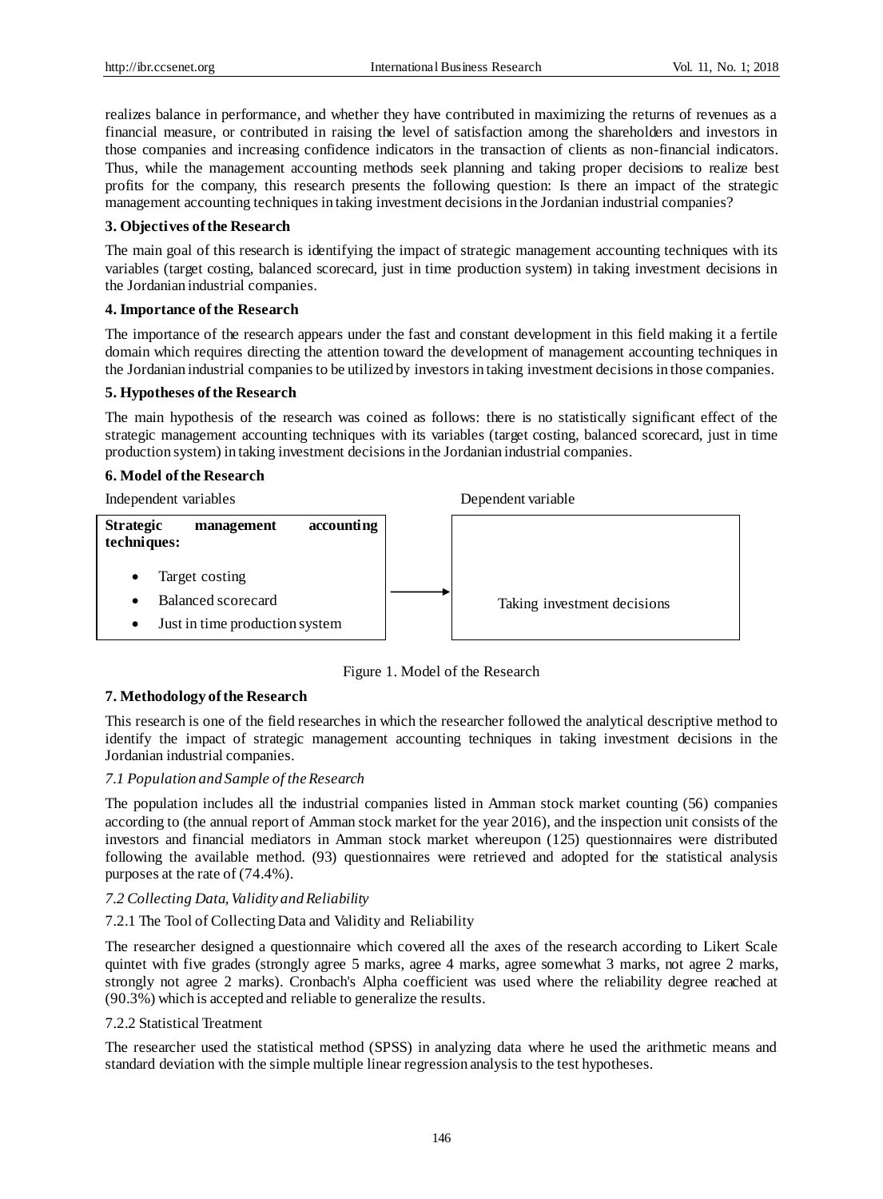realizes balance in performance, and whether they have contributed in maximizing the returns of revenues as a financial measure, or contributed in raising the level of satisfaction among the shareholders and investors in those companies and increasing confidence indicators in the transaction of clients as non-financial indicators. Thus, while the management accounting methods seek planning and taking proper decisions to realize best profits for the company, this research presents the following question: Is there an impact of the strategic management accounting techniques in taking investment decisions in the Jordanian industrial companies?

## 3. Objectives of the Research

The main goal of this research is identifying the impact of strategic management accounting techniques with its variables (target costing, balanced scorecard, just in time production system) in taking investment decisions in the Jordanian industrial companies.

## 4. Importance of the Research

The importance of the research appears under the fast and constant development in this field making it a fertile domain which requires directing the attention toward the development of management accounting techniques in the Jordanian industrial companies to be utilized by investors in taking investment decisions in those companies.

## 5. Hypotheses of the Research

The main hypothesis of the research was coined as follows: there is no statistically significant effect of the strategic management accounting techniques with its variables (target costing, balanced scorecard, just in time production system) in taking investment decisions in the Jordanian industrial companies.

## 6. Model of the Research

| Independent variables | | Dependent variable |
|---|---|---|
| **Strategic management accounting techniques:**<br>• Target costing<br>• Balanced scorecard<br>• Just in time production system | → | Taking investment decisions |

Figure 1. Model of the Research

## 7. Methodology of the Research

This research is one of the field researches in which the researcher followed the analytical descriptive method to identify the impact of strategic management accounting techniques in taking investment decisions in the Jordanian industrial companies.

### *7.1 Population and Sample of the Research*

The population includes all the industrial companies listed in Amman stock market counting (56) companies according to (the annual report of Amman stock market for the year 2016), and the inspection unit consists of the investors and financial mediators in Amman stock market whereupon (125) questionnaires were distributed following the available method. (93) questionnaires were retrieved and adopted for the statistical analysis purposes at the rate of (74.4%).

### *7.2 Collecting Data, Validity and Reliability*

#### 7.2.1 The Tool of Collecting Data and Validity and Reliability

The researcher designed a questionnaire which covered all the axes of the research according to Likert Scale quintet with five grades (strongly agree 5 marks, agree 4 marks, agree somewhat 3 marks, not agree 2 marks, strongly not agree 2 marks). Cronbach's Alpha coefficient was used where the reliability degree reached at (90.3%) which is accepted and reliable to generalize the results.

#### 7.2.2 Statistical Treatment

The researcher used the statistical method (SPSS) in analyzing data where he used the arithmetic means and standard deviation with the simple multiple linear regression analysis to the test hypotheses.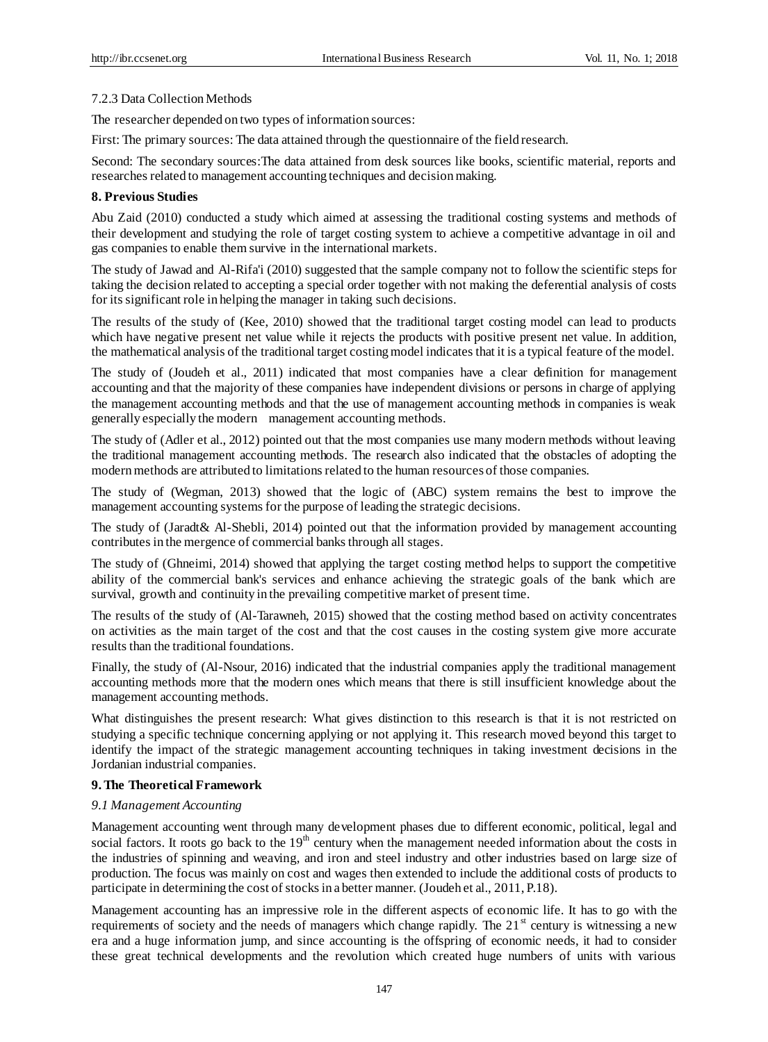7.2.3 Data Collection Methods

The researcher depended on two types of information sources:

First: The primary sources: The data attained through the questionnaire of the field research.

Second: The secondary sources:The data attained from desk sources like books, scientific material, reports and researches related to management accounting techniques and decision making.

## 8. Previous Studies

Abu Zaid (2010) conducted a study which aimed at assessing the traditional costing systems and methods of their development and studying the role of target costing system to achieve a competitive advantage in oil and gas companies to enable them survive in the international markets.

The study of Jawad and Al-Rifa'i (2010) suggested that the sample company not to follow the scientific steps for taking the decision related to accepting a special order together with not making the deferential analysis of costs for its significant role in helping the manager in taking such decisions.

The results of the study of (Kee, 2010) showed that the traditional target costing model can lead to products which have negative present net value while it rejects the products with positive present net value. In addition, the mathematical analysis of the traditional target costing model indicates that it is a typical feature of the model.

The study of (Joudeh et al., 2011) indicated that most companies have a clear definition for management accounting and that the majority of these companies have independent divisions or persons in charge of applying the management accounting methods and that the use of management accounting methods in companies is weak generally especially the modern management accounting methods.

The study of (Adler et al., 2012) pointed out that the most companies use many modern methods without leaving the traditional management accounting methods. The research also indicated that the obstacles of adopting the modern methods are attributed to limitations related to the human resources of those companies.

The study of (Wegman, 2013) showed that the logic of (ABC) system remains the best to improve the management accounting systems for the purpose of leading the strategic decisions.

The study of (Jaradt& Al-Shebli, 2014) pointed out that the information provided by management accounting contributes in the mergence of commercial banks through all stages.

The study of (Ghneimi, 2014) showed that applying the target costing method helps to support the competitive ability of the commercial bank's services and enhance achieving the strategic goals of the bank which are survival, growth and continuity in the prevailing competitive market of present time.

The results of the study of (Al-Tarawneh, 2015) showed that the costing method based on activity concentrates on activities as the main target of the cost and that the cost causes in the costing system give more accurate results than the traditional foundations.

Finally, the study of (Al-Nsour, 2016) indicated that the industrial companies apply the traditional management accounting methods more that the modern ones which means that there is still insufficient knowledge about the management accounting methods.

What distinguishes the present research: What gives distinction to this research is that it is not restricted on studying a specific technique concerning applying or not applying it. This research moved beyond this target to identify the impact of the strategic management accounting techniques in taking investment decisions in the Jordanian industrial companies.

## 9. The Theoretical Framework

### *9.1 Management Accounting*

Management accounting went through many development phases due to different economic, political, legal and social factors. It roots go back to the 19th century when the management needed information about the costs in the industries of spinning and weaving, and iron and steel industry and other industries based on large size of production. The focus was mainly on cost and wages then extended to include the additional costs of products to participate in determining the cost of stocks in a better manner. (Joudeh et al., 2011, P.18).

Management accounting has an impressive role in the different aspects of economic life. It has to go with the requirements of society and the needs of managers which change rapidly. The 21st century is witnessing a new era and a huge information jump, and since accounting is the offspring of economic needs, it had to consider these great technical developments and the revolution which created huge numbers of units with various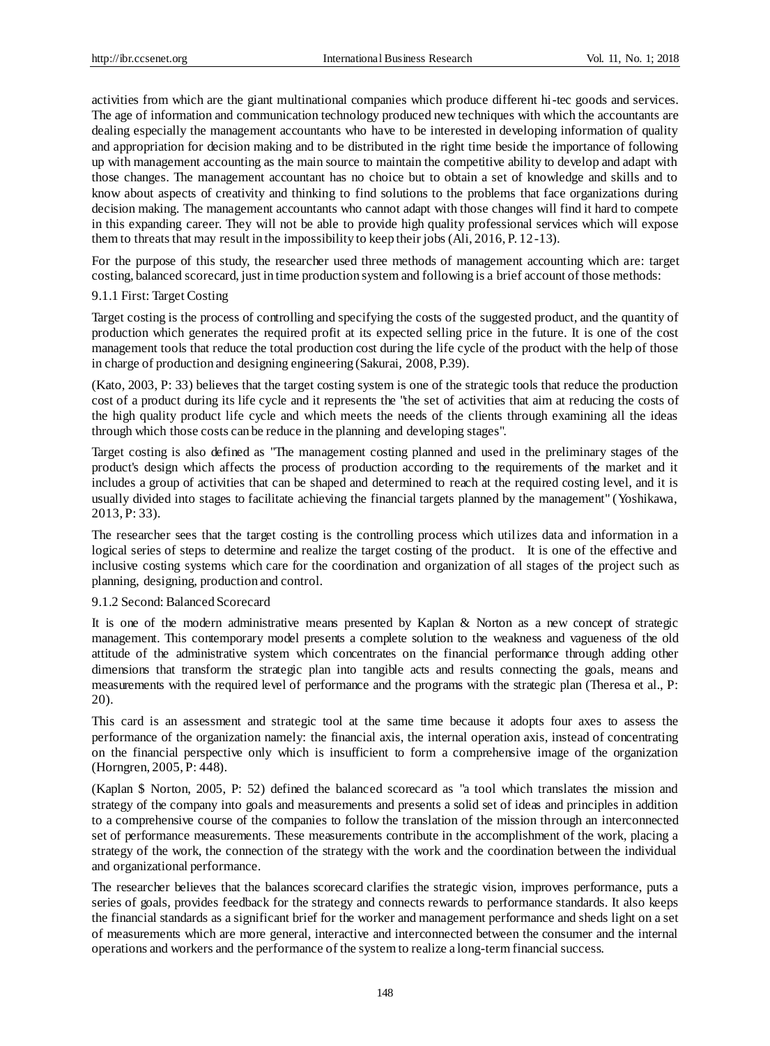activities from which are the giant multinational companies which produce different hi-tec goods and services. The age of information and communication technology produced new techniques with which the accountants are dealing especially the management accountants who have to be interested in developing information of quality and appropriation for decision making and to be distributed in the right time beside the importance of following up with management accounting as the main source to maintain the competitive ability to develop and adapt with those changes. The management accountant has no choice but to obtain a set of knowledge and skills and to know about aspects of creativity and thinking to find solutions to the problems that face organizations during decision making. The management accountants who cannot adapt with those changes will find it hard to compete in this expanding career. They will not be able to provide high quality professional services which will expose them to threats that may result in the impossibility to keep their jobs (Ali, 2016, P. 12-13).

For the purpose of this study, the researcher used three methods of management accounting which are: target costing, balanced scorecard, just in time production system and following is a brief account of those methods:

#### 9.1.1 First: Target Costing

Target costing is the process of controlling and specifying the costs of the suggested product, and the quantity of production which generates the required profit at its expected selling price in the future. It is one of the cost management tools that reduce the total production cost during the life cycle of the product with the help of those in charge of production and designing engineering (Sakurai, 2008, P.39).

(Kato, 2003, P: 33) believes that the target costing system is one of the strategic tools that reduce the production cost of a product during its life cycle and it represents the "the set of activities that aim at reducing the costs of the high quality product life cycle and which meets the needs of the clients through examining all the ideas through which those costs can be reduce in the planning and developing stages".

Target costing is also defined as "The management costing planned and used in the preliminary stages of the product's design which affects the process of production according to the requirements of the market and it includes a group of activities that can be shaped and determined to reach at the required costing level, and it is usually divided into stages to facilitate achieving the financial targets planned by the management" (Yoshikawa, 2013, P: 33).

The researcher sees that the target costing is the controlling process which utilizes data and information in a logical series of steps to determine and realize the target costing of the product. It is one of the effective and inclusive costing systems which care for the coordination and organization of all stages of the project such as planning, designing, production and control.

#### 9.1.2 Second: Balanced Scorecard

It is one of the modern administrative means presented by Kaplan & Norton as a new concept of strategic management. This contemporary model presents a complete solution to the weakness and vagueness of the old attitude of the administrative system which concentrates on the financial performance through adding other dimensions that transform the strategic plan into tangible acts and results connecting the goals, means and measurements with the required level of performance and the programs with the strategic plan (Theresa et al., P: 20).

This card is an assessment and strategic tool at the same time because it adopts four axes to assess the performance of the organization namely: the financial axis, the internal operation axis, instead of concentrating on the financial perspective only which is insufficient to form a comprehensive image of the organization (Horngren, 2005, P: 448).

(Kaplan $ Norton, 2005, P: 52) defined the balanced scorecard as "a tool which translates the mission and strategy of the company into goals and measurements and presents a solid set of ideas and principles in addition to a comprehensive course of the companies to follow the translation of the mission through an interconnected set of performance measurements. These measurements contribute in the accomplishment of the work, placing a strategy of the work, the connection of the strategy with the work and the coordination between the individual and organizational performance.

The researcher believes that the balances scorecard clarifies the strategic vision, improves performance, puts a series of goals, provides feedback for the strategy and connects rewards to performance standards. It also keeps the financial standards as a significant brief for the worker and management performance and sheds light on a set of measurements which are more general, interactive and interconnected between the consumer and the internal operations and workers and the performance of the system to realize a long-term financial success.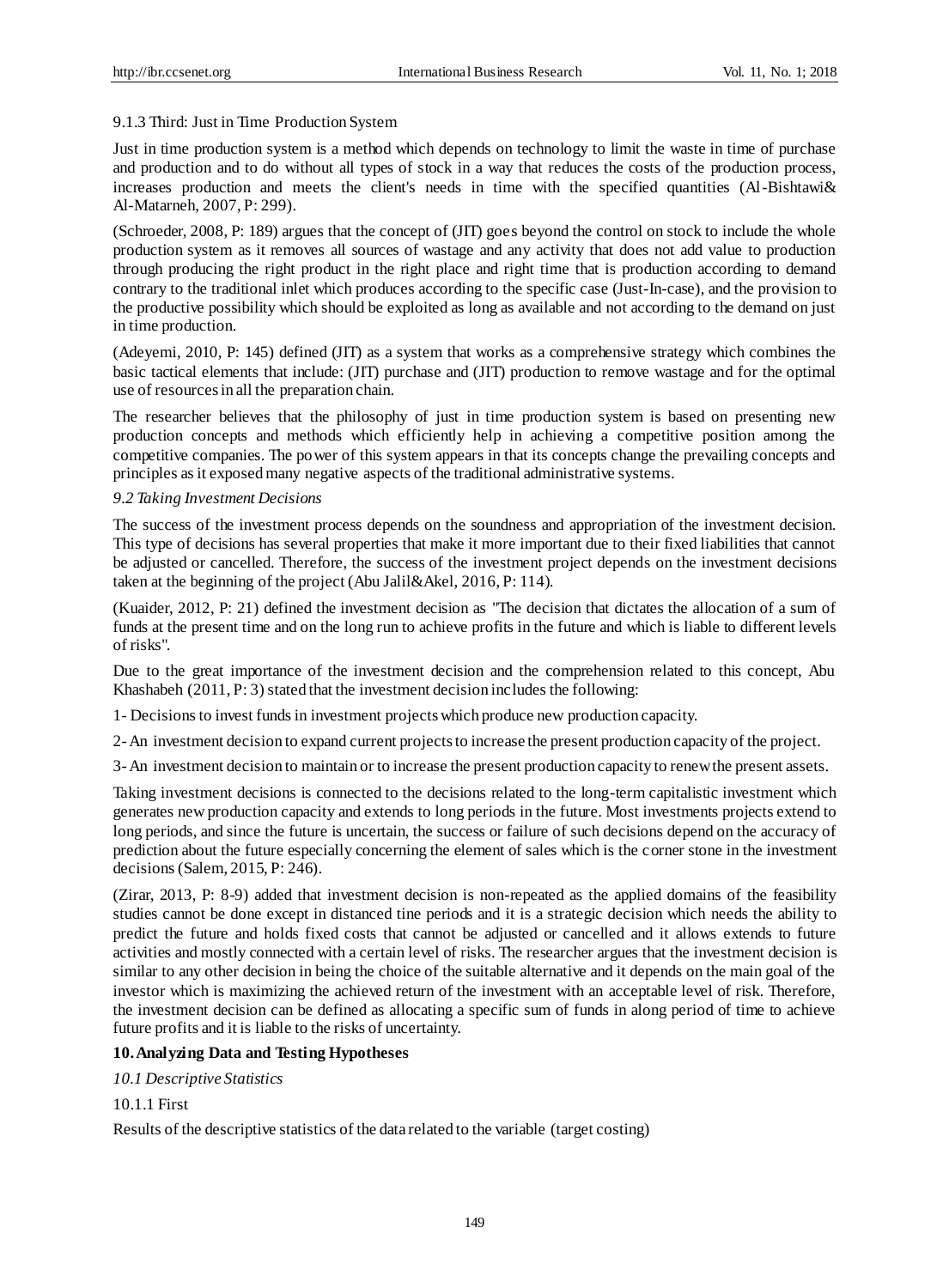9.1.3 Third: Just in Time Production System

Just in time production system is a method which depends on technology to limit the waste in time of purchase and production and to do without all types of stock in a way that reduces the costs of the production process, increases production and meets the client's needs in time with the specified quantities (Al-Bishtawi& Al-Matarneh, 2007, P: 299).

(Schroeder, 2008, P: 189) argues that the concept of (JIT) goes beyond the control on stock to include the whole production system as it removes all sources of wastage and any activity that does not add value to production through producing the right product in the right place and right time that is production according to demand contrary to the traditional inlet which produces according to the specific case (Just-In-case), and the provision to the productive possibility which should be exploited as long as available and not according to the demand on just in time production.

(Adeyemi, 2010, P: 145) defined (JIT) as a system that works as a comprehensive strategy which combines the basic tactical elements that include: (JIT) purchase and (JIT) production to remove wastage and for the optimal use of resources in all the preparation chain.

The researcher believes that the philosophy of just in time production system is based on presenting new production concepts and methods which efficiently help in achieving a competitive position among the competitive companies. The power of this system appears in that its concepts change the prevailing concepts and principles as it exposed many negative aspects of the traditional administrative systems.

*9.2 Taking Investment Decisions*

The success of the investment process depends on the soundness and appropriation of the investment decision. This type of decisions has several properties that make it more important due to their fixed liabilities that cannot be adjusted or cancelled. Therefore, the success of the investment project depends on the investment decisions taken at the beginning of the project (Abu Jalil&Akel, 2016, P: 114).

(Kuaider, 2012, P: 21) defined the investment decision as "The decision that dictates the allocation of a sum of funds at the present time and on the long run to achieve profits in the future and which is liable to different levels of risks".

Due to the great importance of the investment decision and the comprehension related to this concept, Abu Khashabeh (2011, P: 3) stated that the investment decision includes the following:

1- Decisions to invest funds in investment projects which produce new production capacity.

2- An investment decision to expand current projects to increase the present production capacity of the project.

3- An investment decision to maintain or to increase the present production capacity to renew the present assets.

Taking investment decisions is connected to the decisions related to the long-term capitalistic investment which generates new production capacity and extends to long periods in the future. Most investments projects extend to long periods, and since the future is uncertain, the success or failure of such decisions depend on the accuracy of prediction about the future especially concerning the element of sales which is the corner stone in the investment decisions (Salem, 2015, P: 246).

(Zirar, 2013, P: 8-9) added that investment decision is non-repeated as the applied domains of the feasibility studies cannot be done except in distanced tine periods and it is a strategic decision which needs the ability to predict the future and holds fixed costs that cannot be adjusted or cancelled and it allows extends to future activities and mostly connected with a certain level of risks. The researcher argues that the investment decision is similar to any other decision in being the choice of the suitable alternative and it depends on the main goal of the investor which is maximizing the achieved return of the investment with an acceptable level of risk. Therefore, the investment decision can be defined as allocating a specific sum of funds in along period of time to achieve future profits and it is liable to the risks of uncertainty.

## 10. Analyzing Data and Testing Hypotheses

*10.1 Descriptive Statistics*

10.1.1 First

Results of the descriptive statistics of the data related to the variable (target costing)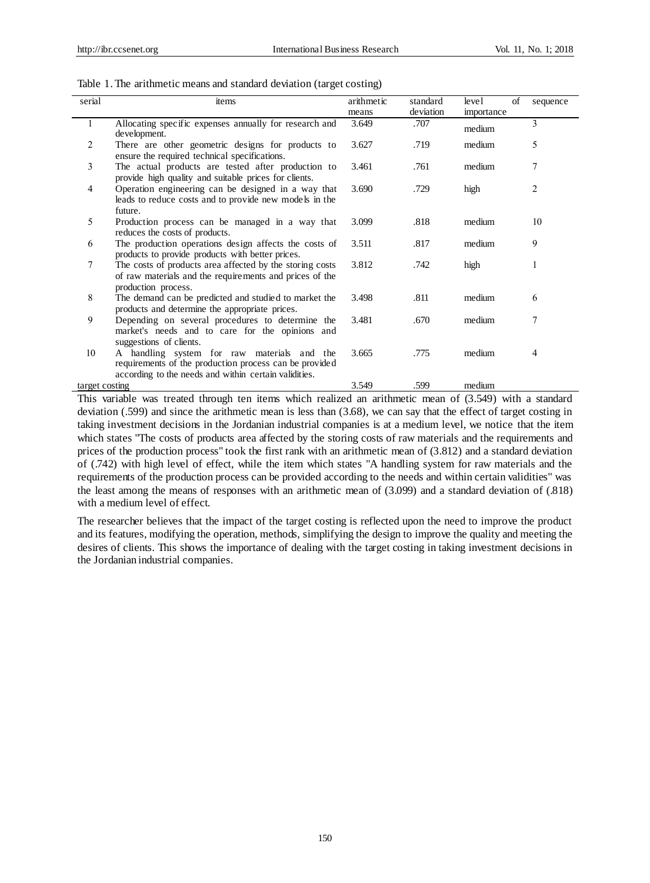Table 1. The arithmetic means and standard deviation (target costing)

| serial | items | arithmetic means | standard deviation | level of importance | sequence |
|---|---|---|---|---|---|
| 1 | Allocating specific expenses annually for research and development. | 3.649 | .707 | medium | 3 |
| 2 | There are other geometric designs for products to ensure the required technical specifications. | 3.627 | .719 | medium | 5 |
| 3 | The actual products are tested after production to provide high quality and suitable prices for clients. | 3.461 | .761 | medium | 7 |
| 4 | Operation engineering can be designed in a way that leads to reduce costs and to provide new models in the future. | 3.690 | .729 | high | 2 |
| 5 | Production process can be managed in a way that reduces the costs of products. | 3.099 | .818 | medium | 10 |
| 6 | The production operations design affects the costs of products to provide products with better prices. | 3.511 | .817 | medium | 9 |
| 7 | The costs of products area affected by the storing costs of raw materials and the requirements and prices of the production process. | 3.812 | .742 | high | 1 |
| 8 | The demand can be predicted and studied to market the products and determine the appropriate prices. | 3.498 | .811 | medium | 6 |
| 9 | Depending on several procedures to determine the market's needs and to care for the opinions and suggestions of clients. | 3.481 | .670 | medium | 7 |
| 10 | A handling system for raw materials and the requirements of the production process can be provided according to the needs and within certain validities. | 3.665 | .775 | medium | 4 |
| target costing | | 3.549 | .599 | medium | |

This variable was treated through ten items which realized an arithmetic mean of (3.549) with a standard deviation (.599) and since the arithmetic mean is less than (3.68), we can say that the effect of target costing in taking investment decisions in the Jordanian industrial companies is at a medium level, we notice that the item which states "The costs of products area affected by the storing costs of raw materials and the requirements and prices of the production process" took the first rank with an arithmetic mean of (3.812) and a standard deviation of (.742) with high level of effect, while the item which states "A handling system for raw materials and the requirements of the production process can be provided according to the needs and within certain validities" was the least among the means of responses with an arithmetic mean of (3.099) and a standard deviation of (.818) with a medium level of effect.

The researcher believes that the impact of the target costing is reflected upon the need to improve the product and its features, modifying the operation, methods, simplifying the design to improve the quality and meeting the desires of clients. This shows the importance of dealing with the target costing in taking investment decisions in the Jordanian industrial companies.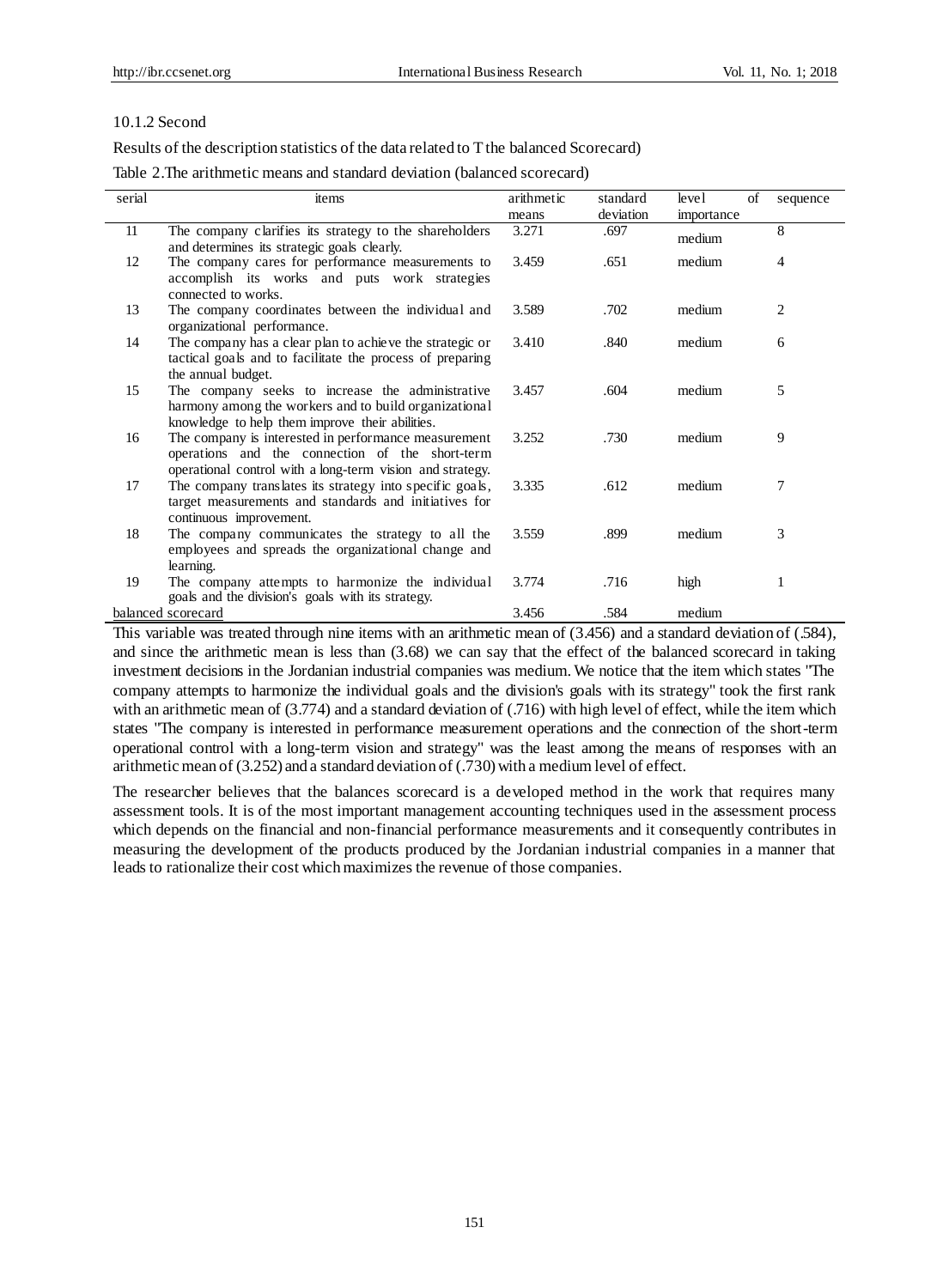10.1.2 Second

Results of the description statistics of the data related to T the balanced Scorecard)

Table 2.The arithmetic means and standard deviation (balanced scorecard)

| serial | items | arithmetic means | standard deviation | level of importance | sequence |
|---|---|---|---|---|---|
| 11 | The company clarifies its strategy to the shareholders and determines its strategic goals clearly. | 3.271 | .697 | medium | 8 |
| 12 | The company cares for performance measurements to accomplish its works and puts work strategies connected to works. | 3.459 | .651 | medium | 4 |
| 13 | The company coordinates between the individual and organizational performance. | 3.589 | .702 | medium | 2 |
| 14 | The company has a clear plan to achieve the strategic or tactical goals and to facilitate the process of preparing the annual budget. | 3.410 | .840 | medium | 6 |
| 15 | The company seeks to increase the administrative harmony among the workers and to build organizational knowledge to help them improve their abilities. | 3.457 | .604 | medium | 5 |
| 16 | The company is interested in performance measurement operations and the connection of the short-term operational control with a long-term vision and strategy. | 3.252 | .730 | medium | 9 |
| 17 | The company translates its strategy into specific goals, target measurements and standards and initiatives for continuous improvement. | 3.335 | .612 | medium | 7 |
| 18 | The company communicates the strategy to all the employees and spreads the organizational change and learning. | 3.559 | .899 | medium | 3 |
| 19 | The company attempts to harmonize the individual goals and the division's goals with its strategy. | 3.774 | .716 | high | 1 |
| balanced scorecard | | 3.456 | .584 | medium | |

This variable was treated through nine items with an arithmetic mean of (3.456) and a standard deviation of (.584), and since the arithmetic mean is less than (3.68) we can say that the effect of the balanced scorecard in taking investment decisions in the Jordanian industrial companies was medium. We notice that the item which states "The company attempts to harmonize the individual goals and the division's goals with its strategy" took the first rank with an arithmetic mean of (3.774) and a standard deviation of (.716) with high level of effect, while the item which states "The company is interested in performance measurement operations and the connection of the short-term operational control with a long-term vision and strategy" was the least among the means of responses with an arithmetic mean of (3.252) and a standard deviation of (.730) with a medium level of effect.

The researcher believes that the balances scorecard is a developed method in the work that requires many assessment tools. It is of the most important management accounting techniques used in the assessment process which depends on the financial and non-financial performance measurements and it consequently contributes in measuring the development of the products produced by the Jordanian industrial companies in a manner that leads to rationalize their cost which maximizes the revenue of those companies.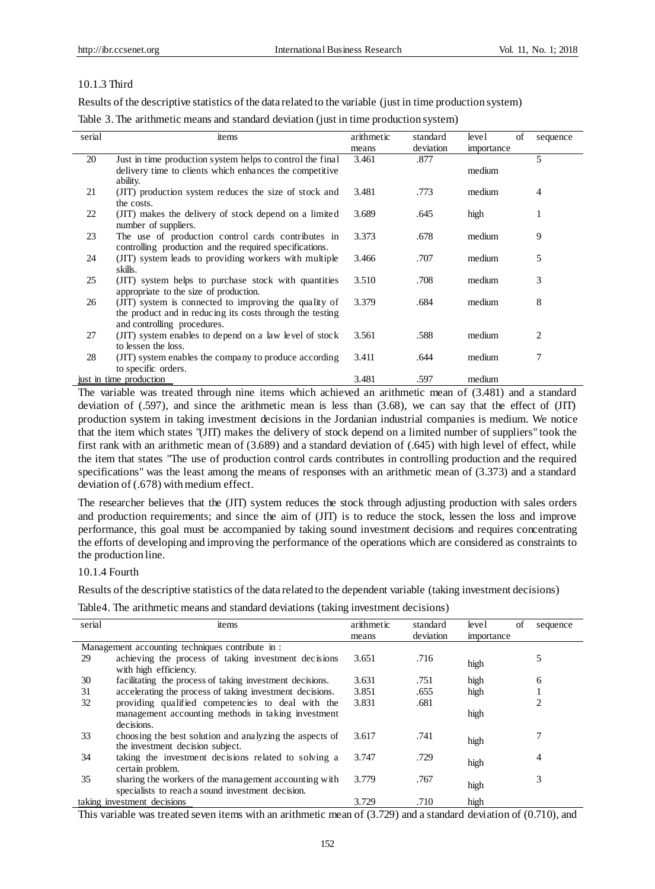### 10.1.3 Third

Results of the descriptive statistics of the data related to the variable (just in time production system)

Table 3. The arithmetic means and standard deviation (just in time production system)

| serial | items | arithmetic means | standard deviation | level of importance | sequence |
|---|---|---|---|---|---|
| 20 | Just in time production system helps to control the final delivery time to clients which enhances the competitive ability. | 3.461 | .877 | medium | 5 |
| 21 | (JIT) production system reduces the size of stock and the costs. | 3.481 | .773 | medium | 4 |
| 22 | (JIT) makes the delivery of stock depend on a limited number of suppliers. | 3.689 | .645 | high | 1 |
| 23 | The use of production control cards contributes in controlling production and the required specifications. | 3.373 | .678 | medium | 9 |
| 24 | (JIT) system leads to providing workers with multiple skills. | 3.466 | .707 | medium | 5 |
| 25 | (JIT) system helps to purchase stock with quantities appropriate to the size of production. | 3.510 | .708 | medium | 3 |
| 26 | (JIT) system is connected to improving the quality of the product and in reducing its costs through the testing and controlling procedures. | 3.379 | .684 | medium | 8 |
| 27 | (JIT) system enables to depend on a law level of stock to lessen the loss. | 3.561 | .588 | medium | 2 |
| 28 | (JIT) system enables the company to produce according to specific orders. | 3.411 | .644 | medium | 7 |
| just in time production | | 3.481 | .597 | medium | |

The variable was treated through nine items which achieved an arithmetic mean of (3.481) and a standard deviation of (.597), and since the arithmetic mean is less than (3.68), we can say that the effect of (JIT) production system in taking investment decisions in the Jordanian industrial companies is medium. We notice that the item which states "(JIT) makes the delivery of stock depend on a limited number of suppliers" took the first rank with an arithmetic mean of (3.689) and a standard deviation of (.645) with high level of effect, while the item that states "The use of production control cards contributes in controlling production and the required specifications" was the least among the means of responses with an arithmetic mean of (3.373) and a standard deviation of (.678) with medium effect.

The researcher believes that the (JIT) system reduces the stock through adjusting production with sales orders and production requirements; and since the aim of (JIT) is to reduce the stock, lessen the loss and improve performance, this goal must be accompanied by taking sound investment decisions and requires concentrating the efforts of developing and improving the performance of the operations which are considered as constraints to the production line.

### 10.1.4 Fourth

Results of the descriptive statistics of the data related to the dependent variable (taking investment decisions)

Table4. The arithmetic means and standard deviations (taking investment decisions)

| serial | items | arithmetic means | standard deviation | level of importance | sequence |
|---|---|---|---|---|---|
| | Management accounting techniques contribute in : | | | | |
| 29 | achieving the process of taking investment decisions with high efficiency. | 3.651 | .716 | high | 5 |
| 30 | facilitating the process of taking investment decisions. | 3.631 | .751 | high | 6 |
| 31 | accelerating the process of taking investment decisions. | 3.851 | .655 | high | 1 |
| 32 | providing qualified competencies to deal with the management accounting methods in taking investment decisions. | 3.831 | .681 | high | 2 |
| 33 | choosing the best solution and analyzing the aspects of the investment decision subject. | 3.617 | .741 | high | 7 |
| 34 | taking the investment decisions related to solving a certain problem. | 3.747 | .729 | high | 4 |
| 35 | sharing the workers of the management accounting with specialists to reach a sound investment decision. | 3.779 | .767 | high | 3 |
| taking investment decisions | | 3.729 | .710 | high | |

This variable was treated seven items with an arithmetic mean of (3.729) and a standard deviation of (0.710), and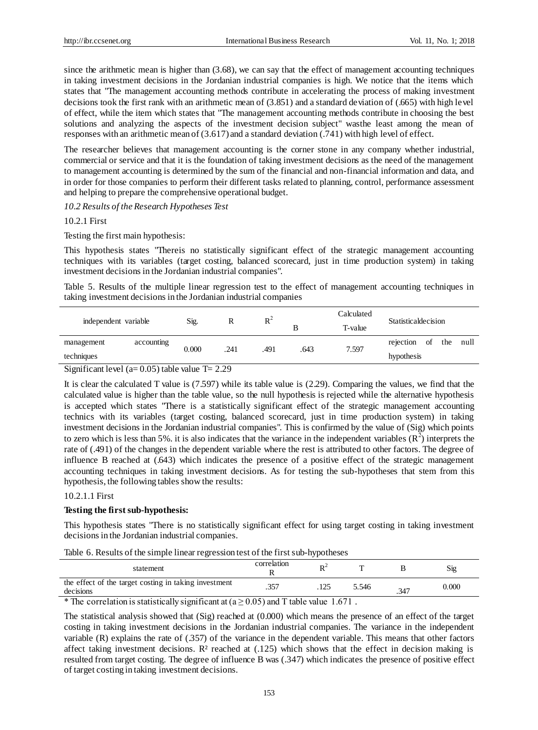since the arithmetic mean is higher than (3.68), we can say that the effect of management accounting techniques in taking investment decisions in the Jordanian industrial companies is high. We notice that the items which states that "The management accounting methods contribute in accelerating the process of making investment decisions took the first rank with an arithmetic mean of (3.851) and a standard deviation of (.665) with high level of effect, while the item which states that "The management accounting methods contribute in choosing the best solutions and analyzing the aspects of the investment decision subject" wasthe least among the mean of responses with an arithmetic mean of (3.617) and a standard deviation (.741) with high level of effect.

The researcher believes that management accounting is the corner stone in any company whether industrial, commercial or service and that it is the foundation of taking investment decisions as the need of the management to management accounting is determined by the sum of the financial and non-financial information and data, and in order for those companies to perform their different tasks related to planning, control, performance assessment and helping to prepare the comprehensive operational budget.

*10.2 Results of the Research Hypotheses Test*

10.2.1 First

Testing the first main hypothesis:

This hypothesis states "Thereis no statistically significant effect of the strategic management accounting techniques with its variables (target costing, balanced scorecard, just in time production system) in taking investment decisions in the Jordanian industrial companies".

Table 5. Results of the multiple linear regression test to the effect of management accounting techniques in taking investment decisions in the Jordanian industrial companies

| independent variable | Sig. | R | $R^2$ | B | Calculated T-value | Statisticaldecision |
|---|---|---|---|---|---|---|
| management accounting techniques | 0.000 | .241 | .491 | .643 | 7.597 | rejection of the null hypothesis |

Significant level (a= 0.05) table value T= 2.29

It is clear the calculated T value is (7.597) while its table value is (2.29). Comparing the values, we find that the calculated value is higher than the table value, so the null hypothesis is rejected while the alternative hypothesis is accepted which states "There is a statistically significant effect of the strategic management accounting technics with its variables (target costing, balanced scorecard, just in time production system) in taking investment decisions in the Jordanian industrial companies". This is confirmed by the value of (Sig) which points to zero which is less than 5%. it is also indicates that the variance in the independent variables ($R^2$) interprets the rate of (.491) of the changes in the dependent variable where the rest is attributed to other factors. The degree of influence B reached at (.643) which indicates the presence of a positive effect of the strategic management accounting techniques in taking investment decisions. As for testing the sub-hypotheses that stem from this hypothesis, the following tables show the results:

10.2.1.1 First

**Testing the first sub-hypothesis:**

This hypothesis states "There is no statistically significant effect for using target costing in taking investment decisions in the Jordanian industrial companies.

Table 6. Results of the simple linear regression test of the first sub-hypotheses

| statement | correlation R | $R^2$ | T | B | Sig |
|---|---|---|---|---|---|
| the effect of the target costing in taking investment decisions | .357 | .125 | 5.546 | .347 | 0.000 |

* The correlation is statistically significant at ($a \geq 0.05$) and T table value 1.671 .

The statistical analysis showed that (Sig) reached at (0.000) which means the presence of an effect of the target costing in taking investment decisions in the Jordanian industrial companies. The variance in the independent variable (R) explains the rate of (.357) of the variance in the dependent variable. This means that other factors affect taking investment decisions. $R^2$ reached at (.125) which shows that the effect in decision making is resulted from target costing. The degree of influence B was (.347) which indicates the presence of positive effect of target costing in taking investment decisions.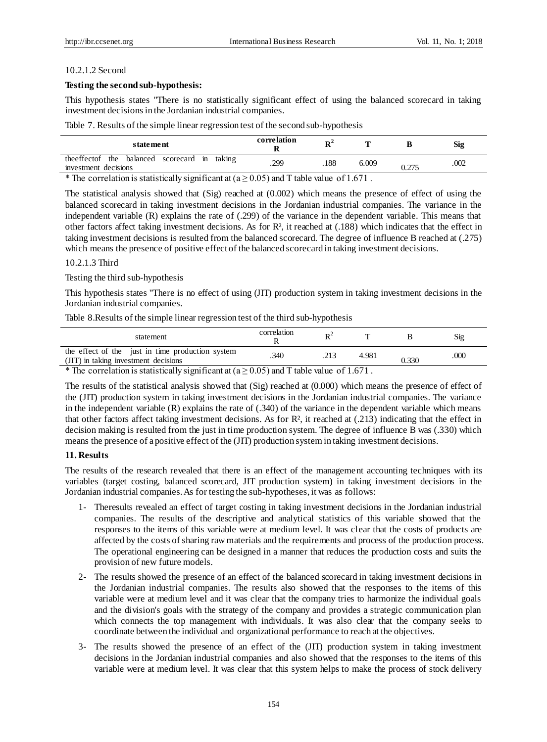10.2.1.2 Second

**Testing the second sub-hypothesis:**

This hypothesis states "There is no statistically significant effect of using the balanced scorecard in taking investment decisions in the Jordanian industrial companies.

Table 7. Results of the simple linear regression test of the second sub-hypothesis

| **statement** | **correlation R** | $\mathbf{R^2}$ | **T** | **B** | **Sig** |
|---|---|---|---|---|---|
| theeffectof the balanced scorecard in taking investment decisions | .299 | .188 | 6.009 | 0.275 | .002 |

* The correlation is statistically significant at ($a \geq 0.05$) and T table value of 1.671 .

The statistical analysis showed that (Sig) reached at (0.002) which means the presence of effect of using the balanced scorecard in taking investment decisions in the Jordanian industrial companies. The variance in the independent variable (R) explains the rate of (.299) of the variance in the dependent variable. This means that other factors affect taking investment decisions. As for $R^2$, it reached at (.188) which indicates that the effect in taking investment decisions is resulted from the balanced scorecard. The degree of influence B reached at (.275) which means the presence of positive effect of the balanced scorecard in taking investment decisions.

10.2.1.3 Third

Testing the third sub-hypothesis

This hypothesis states "There is no effect of using (JIT) production system in taking investment decisions in the Jordanian industrial companies.

Table 8.Results of the simple linear regression test of the third sub-hypothesis

| statement | correlation R | $R^2$ | T | B | Sig |
|---|---|---|---|---|---|
| the effect of the just in time production system (JIT) in taking investment decisions | .340 | .213 | 4.981 | 0.330 | .000 |

* The correlation is statistically significant at ($a \geq 0.05$) and T table value of 1.671 .

The results of the statistical analysis showed that (Sig) reached at (0.000) which means the presence of effect of the (JIT) production system in taking investment decisions in the Jordanian industrial companies. The variance in the independent variable (R) explains the rate of (.340) of the variance in the dependent variable which means that other factors affect taking investment decisions. As for $R^2$, it reached at (.213) indicating that the effect in decision making is resulted from the just in time production system. The degree of influence B was (.330) which means the presence of a positive effect of the (JIT) production system in taking investment decisions.

## 11. Results

The results of the research revealed that there is an effect of the management accounting techniques with its variables (target costing, balanced scorecard, JIT production system) in taking investment decisions in the Jordanian industrial companies. As for testing the sub-hypotheses, it was as follows:

1- Theresults revealed an effect of target costing in taking investment decisions in the Jordanian industrial companies. The results of the descriptive and analytical statistics of this variable showed that the responses to the items of this variable were at medium level. It was clear that the costs of products are affected by the costs of sharing raw materials and the requirements and process of the production process. The operational engineering can be designed in a manner that reduces the production costs and suits the provision of new future models.

2- The results showed the presence of an effect of the balanced scorecard in taking investment decisions in the Jordanian industrial companies. The results also showed that the responses to the items of this variable were at medium level and it was clear that the company tries to harmonize the individual goals and the division's goals with the strategy of the company and provides a strategic communication plan which connects the top management with individuals. It was also clear that the company seeks to coordinate between the individual and organizational performance to reach at the objectives.

3- The results showed the presence of an effect of the (JIT) production system in taking investment decisions in the Jordanian industrial companies and also showed that the responses to the items of this variable were at medium level. It was clear that this system helps to make the process of stock delivery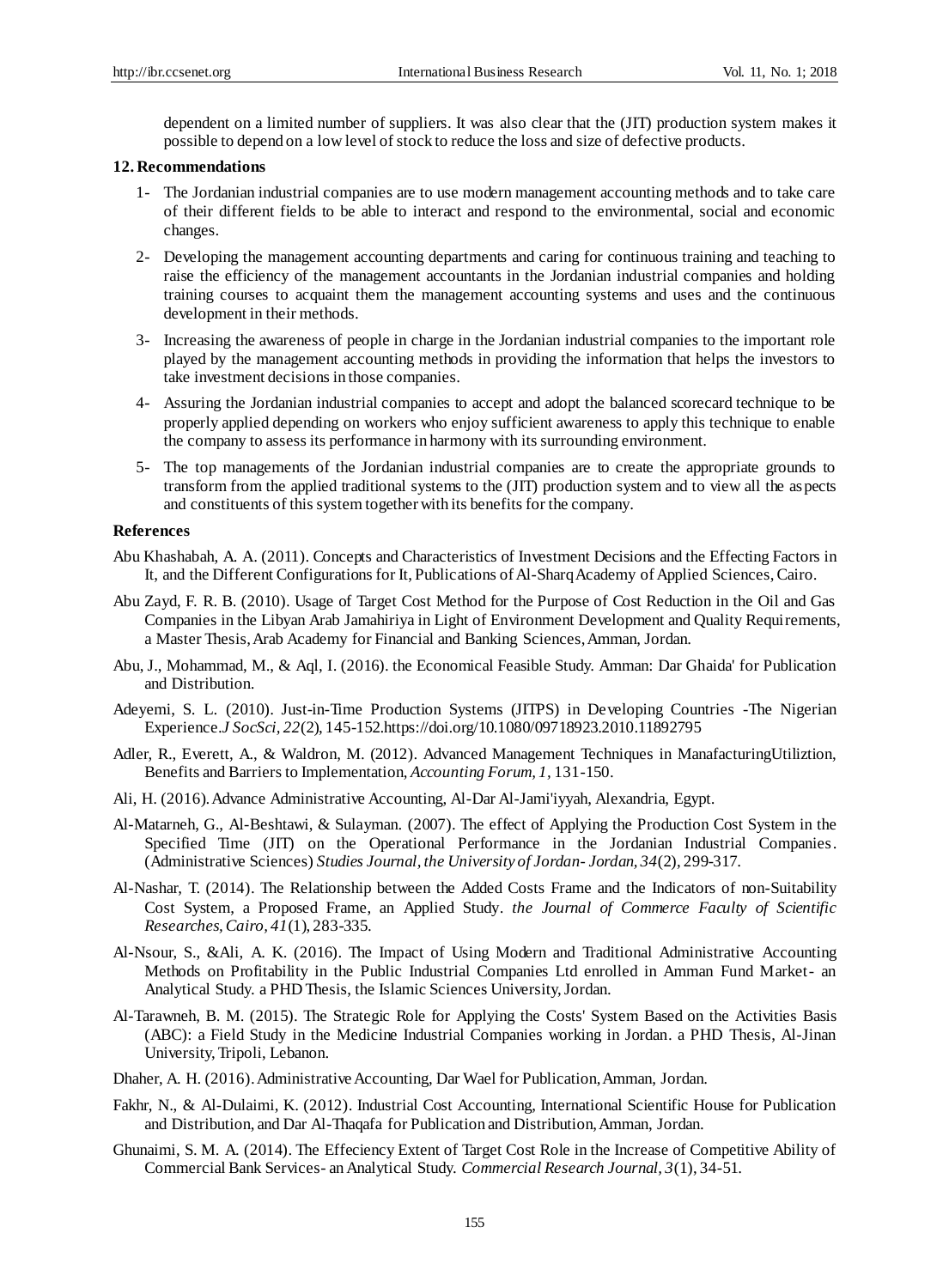dependent on a limited number of suppliers. It was also clear that the (JIT) production system makes it possible to depend on a low level of stock to reduce the loss and size of defective products.

## 12. Recommendations

1- The Jordanian industrial companies are to use modern management accounting methods and to take care of their different fields to be able to interact and respond to the environmental, social and economic changes.

2- Developing the management accounting departments and caring for continuous training and teaching to raise the efficiency of the management accountants in the Jordanian industrial companies and holding training courses to acquaint them the management accounting systems and uses and the continuous development in their methods.

3- Increasing the awareness of people in charge in the Jordanian industrial companies to the important role played by the management accounting methods in providing the information that helps the investors to take investment decisions in those companies.

4- Assuring the Jordanian industrial companies to accept and adopt the balanced scorecard technique to be properly applied depending on workers who enjoy sufficient awareness to apply this technique to enable the company to assess its performance in harmony with its surrounding environment.

5- The top managements of the Jordanian industrial companies are to create the appropriate grounds to transform from the applied traditional systems to the (JIT) production system and to view all the aspects and constituents of this system together with its benefits for the company.

## References

Abu Khashabah, A. A. (2011). Concepts and Characteristics of Investment Decisions and the Effecting Factors in It, and the Different Configurations for It, Publications of Al-Sharq Academy of Applied Sciences, Cairo.

Abu Zayd, F. R. B. (2010). Usage of Target Cost Method for the Purpose of Cost Reduction in the Oil and Gas Companies in the Libyan Arab Jamahiriya in Light of Environment Development and Quality Requirements, a Master Thesis, Arab Academy for Financial and Banking Sciences, Amman, Jordan.

Abu, J., Mohammad, M., & Aql, I. (2016). the Economical Feasible Study. Amman: Dar Ghaida' for Publication and Distribution.

Adeyemi, S. L. (2010). Just-in-Time Production Systems (JITPS) in Developing Countries -The Nigerian Experience. *J SocSci, 22*(2), 145-152. https://doi.org/10.1080/09718923.2010.11892795

Adler, R., Everett, A., & Waldron, M. (2012). Advanced Management Techniques in ManafacturingUtiliztion, Benefits and Barriers to Implementation, *Accounting Forum, 1*, 131-150.

Ali, H. (2016). Advance Administrative Accounting, Al-Dar Al-Jami'iyyah, Alexandria, Egypt.

Al-Matarneh, G., Al-Beshtawi, & Sulayman. (2007). The effect of Applying the Production Cost System in the Specified Time (JIT) on the Operational Performance in the Jordanian Industrial Companies. (Administrative Sciences) *Studies Journal, the University of Jordan- Jordan, 34*(2), 299-317.

Al-Nashar, T. (2014). The Relationship between the Added Costs Frame and the Indicators of non-Suitability Cost System, a Proposed Frame, an Applied Study. *the Journal of Commerce Faculty of Scientific Researches, Cairo, 41*(1), 283-335.

Al-Nsour, S., &Ali, A. K. (2016). The Impact of Using Modern and Traditional Administrative Accounting Methods on Profitability in the Public Industrial Companies Ltd enrolled in Amman Fund Market- an Analytical Study. a PHD Thesis, the Islamic Sciences University, Jordan.

Al-Tarawneh, B. M. (2015). The Strategic Role for Applying the Costs' System Based on the Activities Basis (ABC): a Field Study in the Medicine Industrial Companies working in Jordan. a PHD Thesis, Al-Jinan University, Tripoli, Lebanon.

Dhaher, A. H. (2016). Administrative Accounting, Dar Wael for Publication, Amman, Jordan.

Fakhr, N., & Al-Dulaimi, K. (2012). Industrial Cost Accounting, International Scientific House for Publication and Distribution, and Dar Al-Thaqafa for Publication and Distribution, Amman, Jordan.

Ghunaimi, S. M. A. (2014). The Effeciency Extent of Target Cost Role in the Increase of Competitive Ability of Commercial Bank Services- an Analytical Study. *Commercial Research Journal, 3*(1), 34-51.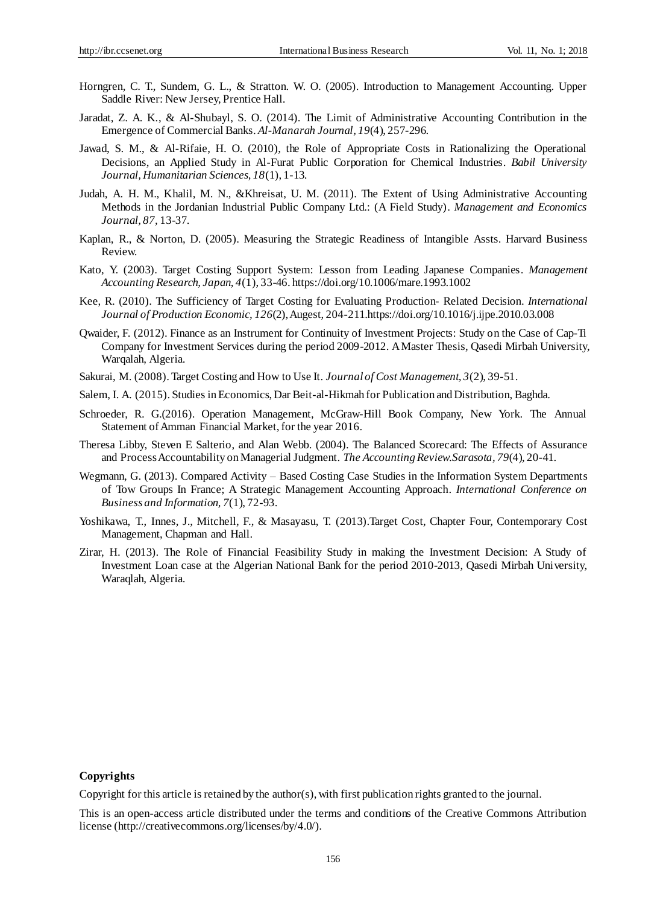Horngren, C. T., Sundem, G. L., & Stratton. W. O. (2005). Introduction to Management Accounting. Upper Saddle River: New Jersey, Prentice Hall.

Jaradat, Z. A. K., & Al-Shubayl, S. O. (2014). The Limit of Administrative Accounting Contribution in the Emergence of Commercial Banks. *Al-Manarah Journal, 19*(4), 257-296.

Jawad, S. M., & Al-Rifaie, H. O. (2010), the Role of Appropriate Costs in Rationalizing the Operational Decisions, an Applied Study in Al-Furat Public Corporation for Chemical Industries. *Babil University Journal, Humanitarian Sciences, 18*(1), 1-13.

Judah, A. H. M., Khalil, M. N., &Khreisat, U. M. (2011). The Extent of Using Administrative Accounting Methods in the Jordanian Industrial Public Company Ltd.: (A Field Study). *Management and Economics Journal, 87,* 13-37.

Kaplan, R., & Norton, D. (2005). Measuring the Strategic Readiness of Intangible Assts. Harvard Business Review.

Kato, Y. (2003). Target Costing Support System: Lesson from Leading Japanese Companies. *Management Accounting Research, Japan, 4*(1), 33-46. https://doi.org/10.1006/mare.1993.1002

Kee, R. (2010). The Sufficiency of Target Costing for Evaluating Production- Related Decision. *International Journal of Production Economic, 126*(2), Augest, 204-211.https://doi.org/10.1016/j.ijpe.2010.03.008

Qwaider, F. (2012). Finance as an Instrument for Continuity of Investment Projects: Study on the Case of Cap-Ti Company for Investment Services during the period 2009-2012. A Master Thesis, Qasedi Mirbah University, Warqalah, Algeria.

Sakurai, M. (2008). Target Costing and How to Use It. *Journal of Cost Management, 3*(2), 39-51.

Salem, I. A. (2015). Studies in Economics, Dar Beit-al-Hikmah for Publication and Distribution, Baghda.

Schroeder, R. G.(2016). Operation Management, McGraw-Hill Book Company, New York. The Annual Statement of Amman Financial Market, for the year 2016.

Theresa Libby, Steven E Salterio, and Alan Webb. (2004). The Balanced Scorecard: The Effects of Assurance and Process Accountability on Managerial Judgment. *The Accounting Review.Sarasota, 79*(4), 20-41.

Wegmann, G. (2013). Compared Activity – Based Costing Case Studies in the Information System Departments of Tow Groups In France; A Strategic Management Accounting Approach. *International Conference on Business and Information, 7*(1), 72-93.

Yoshikawa, T., Innes, J., Mitchell, F., & Masayasu, T. (2013).Target Cost, Chapter Four, Contemporary Cost Management, Chapman and Hall.

Zirar, H. (2013). The Role of Financial Feasibility Study in making the Investment Decision: A Study of Investment Loan case at the Algerian National Bank for the period 2010-2013, Qasedi Mirbah University, Waraqlah, Algeria.

**Copyrights**

Copyright for this article is retained by the author(s), with first publication rights granted to the journal.

This is an open-access article distributed under the terms and conditions of the Creative Commons Attribution license (http://creativecommons.org/licenses/by/4.0/).